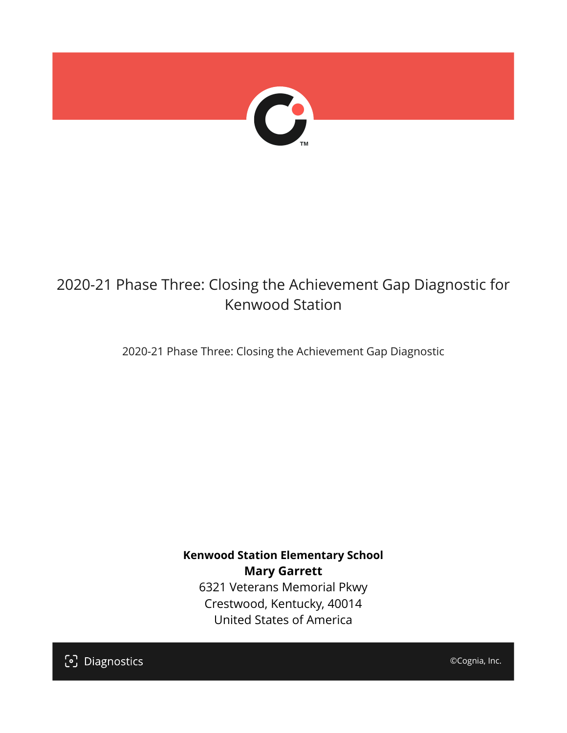# 2020-21 Phase Three: Closing the Achievement Gap Diagnostic for Kenwood Station

2020-21 Phase Three: Closing the Achievement Gap Diagnostic

**Kenwood Station Elementary School**
**Mary Garrett**
6321 Veterans Memorial Pkwy
Crestwood, Kentucky, 40014
United States of America

Diagnostics

©Cognia, Inc.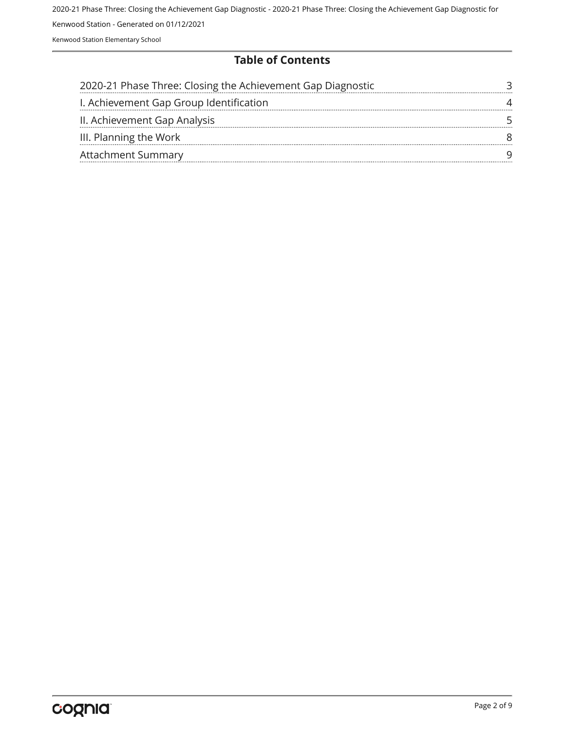## Table of Contents

| | |
|---|---|
| 2020-21 Phase Three: Closing the Achievement Gap Diagnostic | 3 |
| I. Achievement Gap Group Identification | 4 |
| II. Achievement Gap Analysis | 5 |
| III. Planning the Work | 8 |
| Attachment Summary | 9 |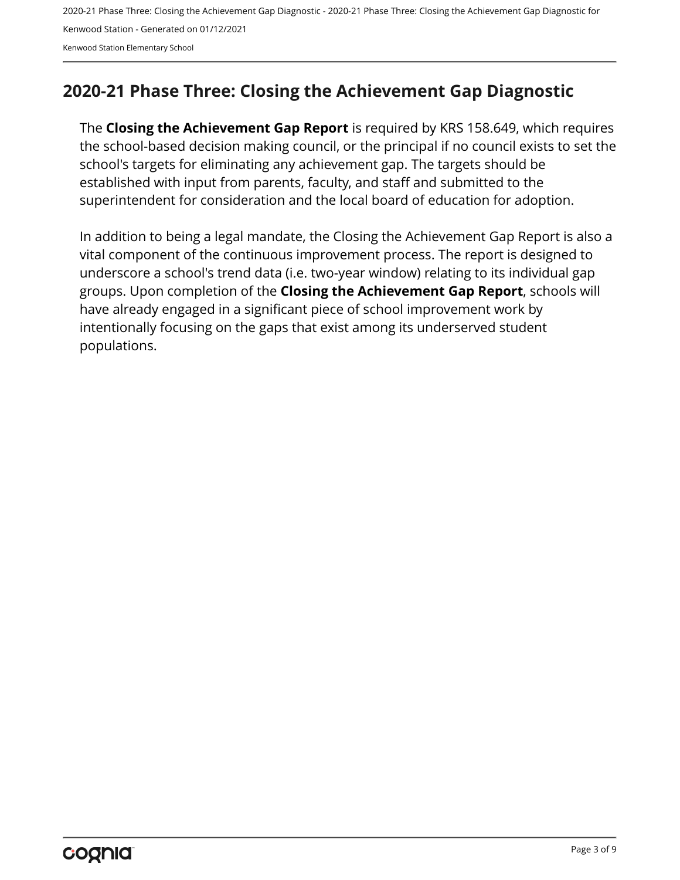## 2020-21 Phase Three: Closing the Achievement Gap Diagnostic

The **Closing the Achievement Gap Report** is required by KRS 158.649, which requires the school-based decision making council, or the principal if no council exists to set the school's targets for eliminating any achievement gap. The targets should be established with input from parents, faculty, and staff and submitted to the superintendent for consideration and the local board of education for adoption.

In addition to being a legal mandate, the Closing the Achievement Gap Report is also a vital component of the continuous improvement process. The report is designed to underscore a school's trend data (i.e. two-year window) relating to its individual gap groups. Upon completion of the **Closing the Achievement Gap Report**, schools will have already engaged in a significant piece of school improvement work by intentionally focusing on the gaps that exist among its underserved student populations.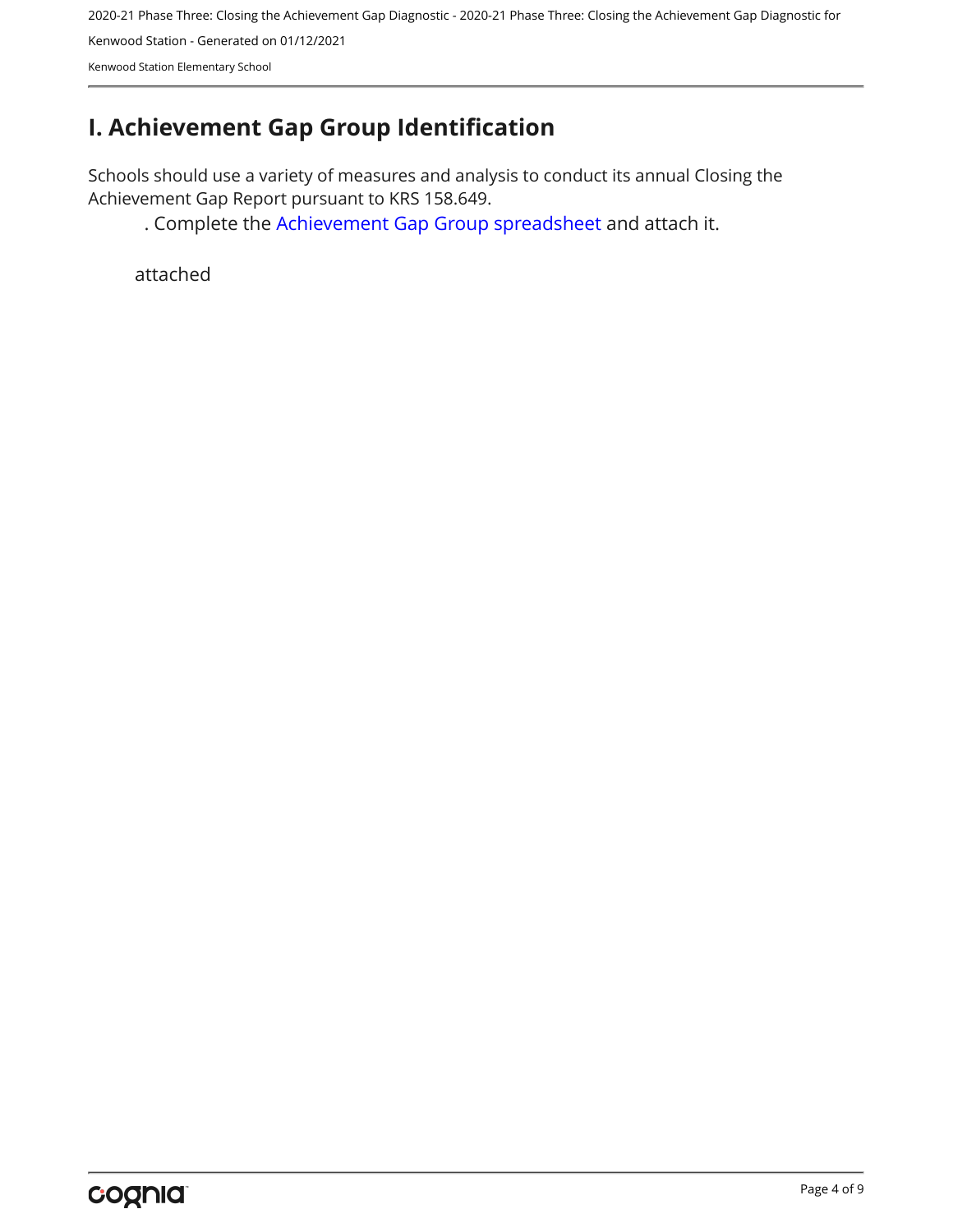# I. Achievement Gap Group Identification

Schools should use a variety of measures and analysis to conduct its annual Closing the Achievement Gap Report pursuant to KRS 158.649.

. Complete the Achievement Gap Group spreadsheet and attach it.

attached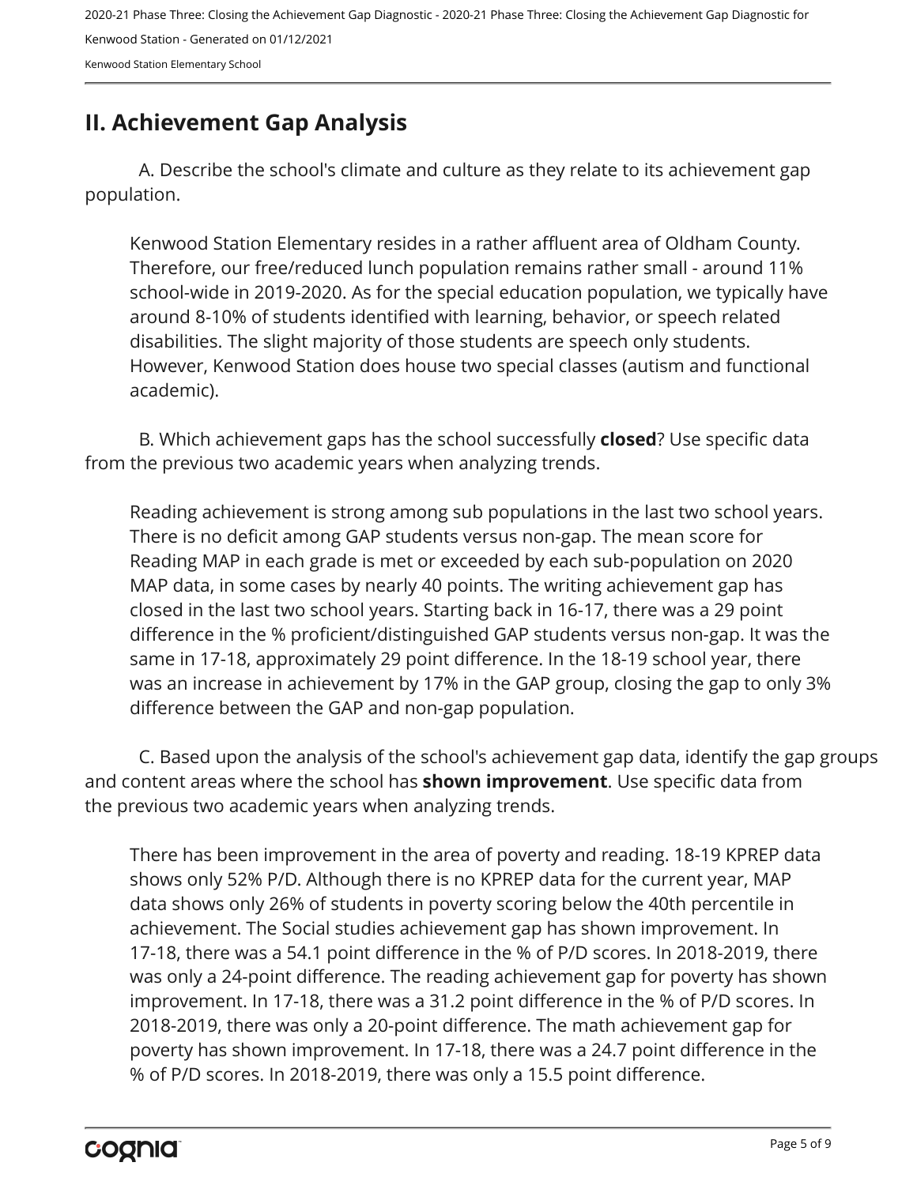## II. Achievement Gap Analysis

A. Describe the school's climate and culture as they relate to its achievement gap population.

Kenwood Station Elementary resides in a rather affluent area of Oldham County. Therefore, our free/reduced lunch population remains rather small - around 11% school-wide in 2019-2020. As for the special education population, we typically have around 8-10% of students identified with learning, behavior, or speech related disabilities. The slight majority of those students are speech only students. However, Kenwood Station does house two special classes (autism and functional academic).

B. Which achievement gaps has the school successfully **closed**? Use specific data from the previous two academic years when analyzing trends.

Reading achievement is strong among sub populations in the last two school years. There is no deficit among GAP students versus non-gap. The mean score for Reading MAP in each grade is met or exceeded by each sub-population on 2020 MAP data, in some cases by nearly 40 points. The writing achievement gap has closed in the last two school years. Starting back in 16-17, there was a 29 point difference in the % proficient/distinguished GAP students versus non-gap. It was the same in 17-18, approximately 29 point difference. In the 18-19 school year, there was an increase in achievement by 17% in the GAP group, closing the gap to only 3% difference between the GAP and non-gap population.

C. Based upon the analysis of the school's achievement gap data, identify the gap groups and content areas where the school has **shown improvement**. Use specific data from the previous two academic years when analyzing trends.

There has been improvement in the area of poverty and reading. 18-19 KPREP data shows only 52% P/D. Although there is no KPREP data for the current year, MAP data shows only 26% of students in poverty scoring below the 40th percentile in achievement. The Social studies achievement gap has shown improvement. In 17-18, there was a 54.1 point difference in the % of P/D scores. In 2018-2019, there was only a 24-point difference. The reading achievement gap for poverty has shown improvement. In 17-18, there was a 31.2 point difference in the % of P/D scores. In 2018-2019, there was only a 20-point difference. The math achievement gap for poverty has shown improvement. In 17-18, there was a 24.7 point difference in the % of P/D scores. In 2018-2019, there was only a 15.5 point difference.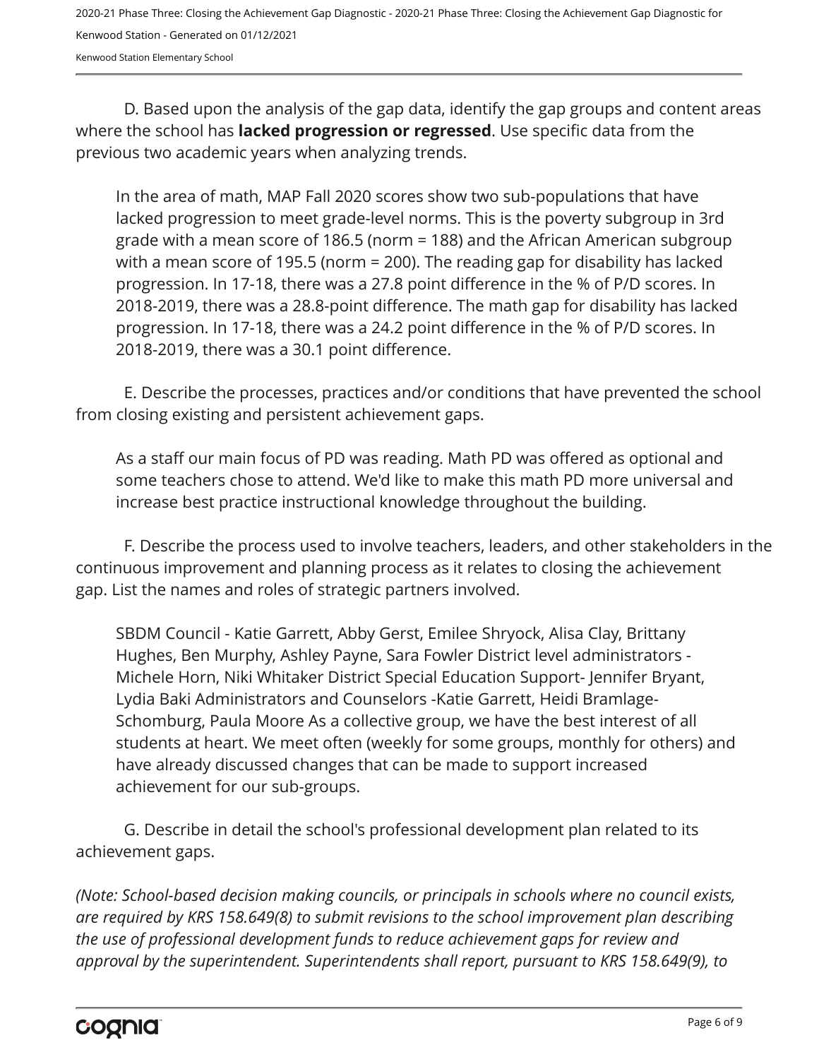D. Based upon the analysis of the gap data, identify the gap groups and content areas where the school has **lacked progression or regressed**. Use specific data from the previous two academic years when analyzing trends.

In the area of math, MAP Fall 2020 scores show two sub-populations that have lacked progression to meet grade-level norms. This is the poverty subgroup in 3rd grade with a mean score of 186.5 (norm = 188) and the African American subgroup with a mean score of 195.5 (norm = 200). The reading gap for disability has lacked progression. In 17-18, there was a 27.8 point difference in the % of P/D scores. In 2018-2019, there was a 28.8-point difference. The math gap for disability has lacked progression. In 17-18, there was a 24.2 point difference in the % of P/D scores. In 2018-2019, there was a 30.1 point difference.

E. Describe the processes, practices and/or conditions that have prevented the school from closing existing and persistent achievement gaps.

As a staff our main focus of PD was reading. Math PD was offered as optional and some teachers chose to attend. We'd like to make this math PD more universal and increase best practice instructional knowledge throughout the building.

F. Describe the process used to involve teachers, leaders, and other stakeholders in the continuous improvement and planning process as it relates to closing the achievement gap. List the names and roles of strategic partners involved.

SBDM Council - Katie Garrett, Abby Gerst, Emilee Shryock, Alisa Clay, Brittany Hughes, Ben Murphy, Ashley Payne, Sara Fowler District level administrators - Michele Horn, Niki Whitaker District Special Education Support- Jennifer Bryant, Lydia Baki Administrators and Counselors -Katie Garrett, Heidi Bramlage-Schomburg, Paula Moore As a collective group, we have the best interest of all students at heart. We meet often (weekly for some groups, monthly for others) and have already discussed changes that can be made to support increased achievement for our sub-groups.

G. Describe in detail the school's professional development plan related to its achievement gaps.

*(Note: School-based decision making councils, or principals in schools where no council exists, are required by KRS 158.649(8) to submit revisions to the school improvement plan describing the use of professional development funds to reduce achievement gaps for review and approval by the superintendent. Superintendents shall report, pursuant to KRS 158.649(9), to*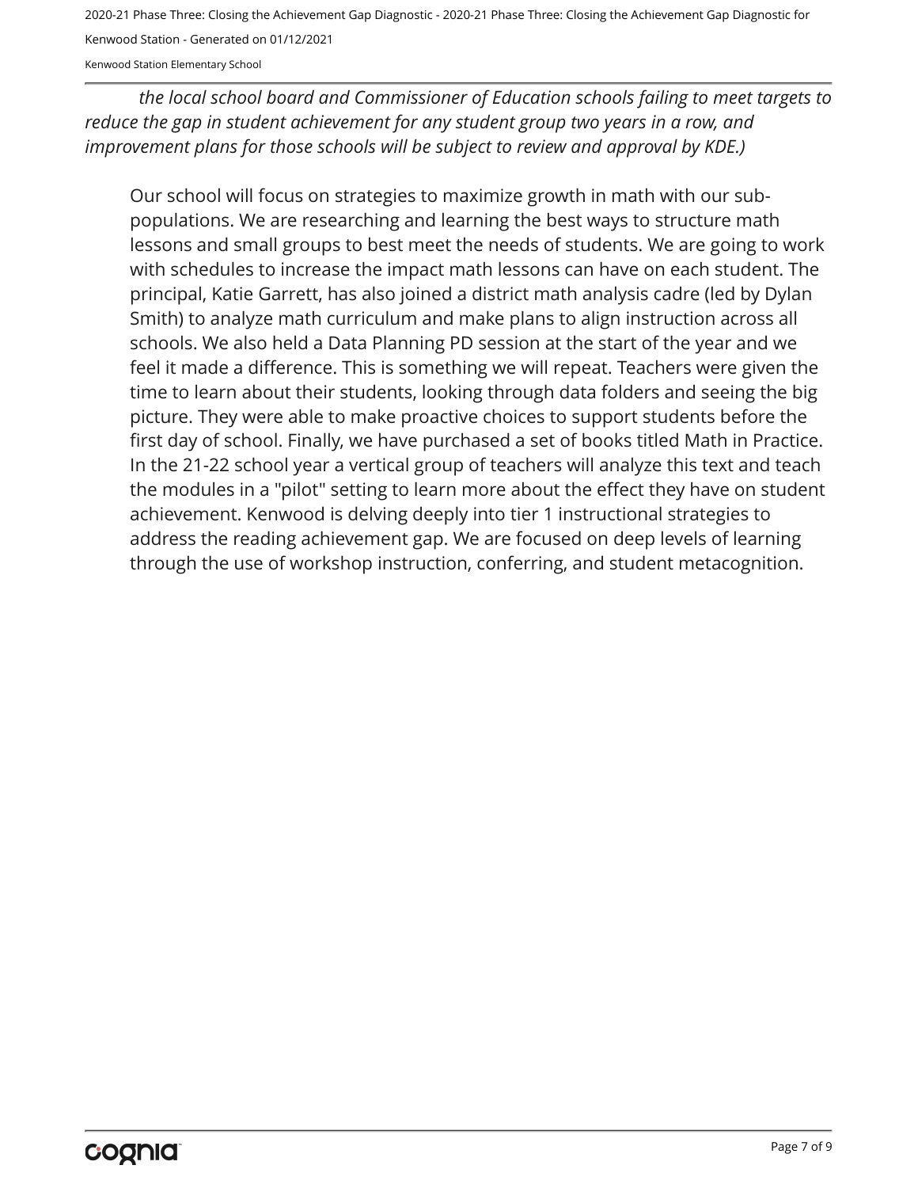*the local school board and Commissioner of Education schools failing to meet targets to reduce the gap in student achievement for any student group two years in a row, and improvement plans for those schools will be subject to review and approval by KDE.)*

Our school will focus on strategies to maximize growth in math with our sub-populations. We are researching and learning the best ways to structure math lessons and small groups to best meet the needs of students. We are going to work with schedules to increase the impact math lessons can have on each student. The principal, Katie Garrett, has also joined a district math analysis cadre (led by Dylan Smith) to analyze math curriculum and make plans to align instruction across all schools. We also held a Data Planning PD session at the start of the year and we feel it made a difference. This is something we will repeat. Teachers were given the time to learn about their students, looking through data folders and seeing the big picture. They were able to make proactive choices to support students before the first day of school. Finally, we have purchased a set of books titled Math in Practice. In the 21-22 school year a vertical group of teachers will analyze this text and teach the modules in a "pilot" setting to learn more about the effect they have on student achievement. Kenwood is delving deeply into tier 1 instructional strategies to address the reading achievement gap. We are focused on deep levels of learning through the use of workshop instruction, conferring, and student metacognition.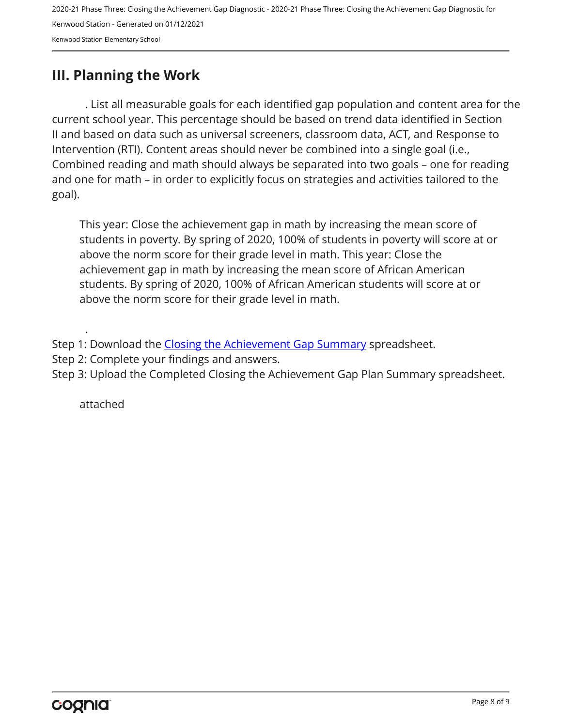## III. Planning the Work

. List all measurable goals for each identified gap population and content area for the current school year. This percentage should be based on trend data identified in Section II and based on data such as universal screeners, classroom data, ACT, and Response to Intervention (RTI). Content areas should never be combined into a single goal (i.e., Combined reading and math should always be separated into two goals – one for reading and one for math – in order to explicitly focus on strategies and activities tailored to the goal).

This year: Close the achievement gap in math by increasing the mean score of students in poverty. By spring of 2020, 100% of students in poverty will score at or above the norm score for their grade level in math. This year: Close the achievement gap in math by increasing the mean score of African American students. By spring of 2020, 100% of African American students will score at or above the norm score for their grade level in math.

.

Step 1: Download the Closing the Achievement Gap Summary spreadsheet.
Step 2: Complete your findings and answers.
Step 3: Upload the Completed Closing the Achievement Gap Plan Summary spreadsheet.

attached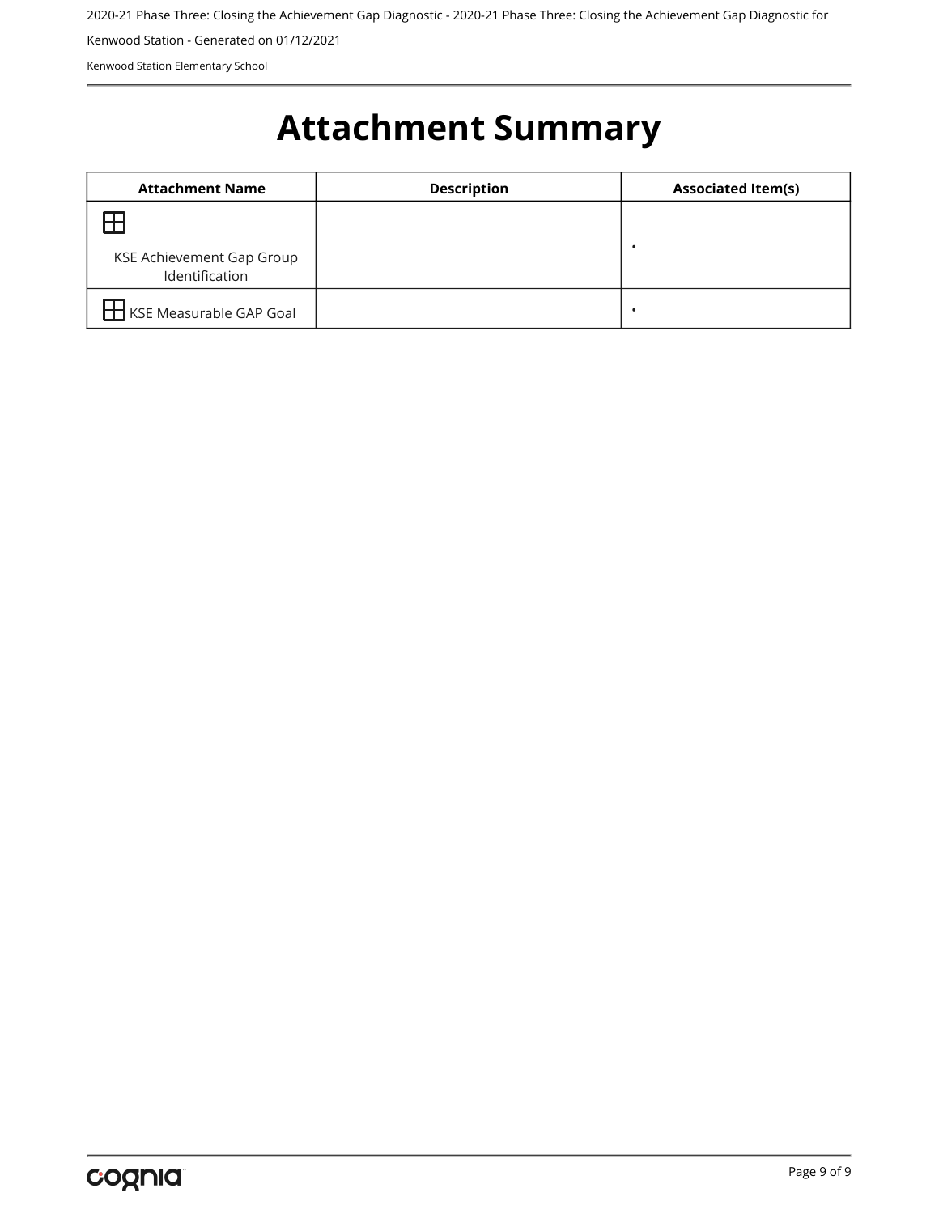# Attachment Summary

| Attachment Name | Description | Associated Item(s) |
|---|---|---|
| KSE Achievement Gap Group Identification | | • |
| KSE Measurable GAP Goal | | • |